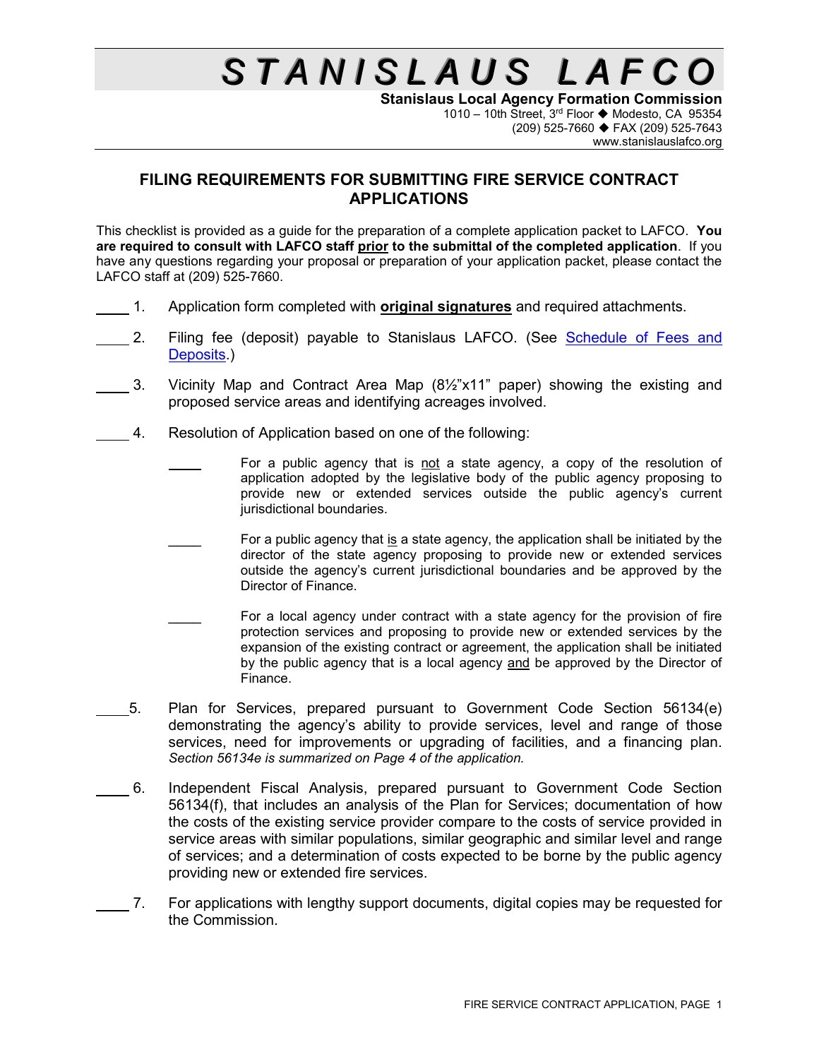# S T A N I S L A U S   L A F C O

**Stanislaus Local Agency Formation Commission**
1010 – 10th Street, 3rd Floor ◆ Modesto, CA 95354
(209) 525-7660 ◆ FAX (209) 525-7643
www.stanislauslafco.org

## FILING REQUIREMENTS FOR SUBMITTING FIRE SERVICE CONTRACT APPLICATIONS

This checklist is provided as a guide for the preparation of a complete application packet to LAFCO. **You are required to consult with LAFCO staff prior to the submittal of the completed application**. If you have any questions regarding your proposal or preparation of your application packet, please contact the LAFCO staff at (209) 525-7660.

____ 1. Application form completed with **original signatures** and required attachments.

____ 2. Filing fee (deposit) payable to Stanislaus LAFCO. (See Schedule of Fees and Deposits.)

____ 3. Vicinity Map and Contract Area Map (8½"x11" paper) showing the existing and proposed service areas and identifying acreages involved.

____ 4. Resolution of Application based on one of the following:

- ____ For a public agency that is not a state agency, a copy of the resolution of application adopted by the legislative body of the public agency proposing to provide new or extended services outside the public agency's current jurisdictional boundaries.
- ____ For a public agency that is a state agency, the application shall be initiated by the director of the state agency proposing to provide new or extended services outside the agency's current jurisdictional boundaries and be approved by the Director of Finance.
- ____ For a local agency under contract with a state agency for the provision of fire protection services and proposing to provide new or extended services by the expansion of the existing contract or agreement, the application shall be initiated by the public agency that is a local agency and be approved by the Director of Finance.

____ 5. Plan for Services, prepared pursuant to Government Code Section 56134(e) demonstrating the agency's ability to provide services, level and range of those services, need for improvements or upgrading of facilities, and a financing plan. *Section 56134e is summarized on Page 4 of the application.*

____ 6. Independent Fiscal Analysis, prepared pursuant to Government Code Section 56134(f), that includes an analysis of the Plan for Services; documentation of how the costs of the existing service provider compare to the costs of service provided in service areas with similar populations, similar geographic and similar level and range of services; and a determination of costs expected to be borne by the public agency providing new or extended fire services.

____ 7. For applications with lengthy support documents, digital copies may be requested for the Commission.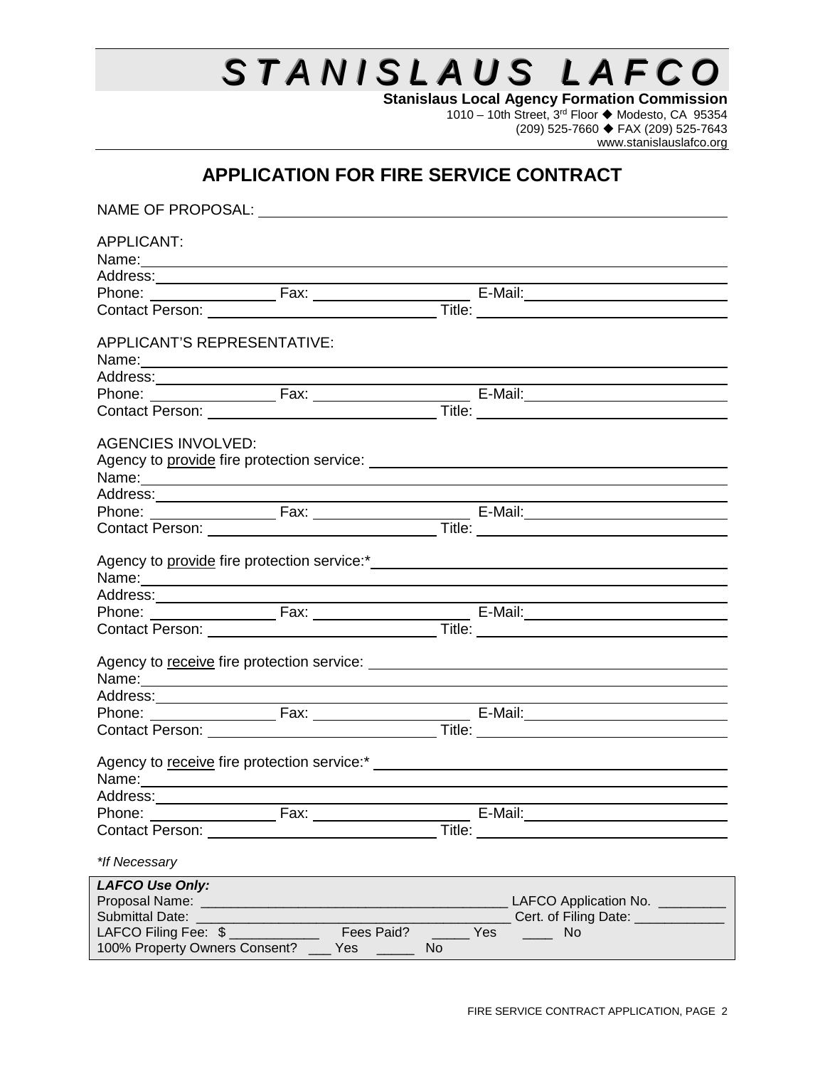# STANISLAUS LAFCO

**Stanislaus Local Agency Formation Commission**
1010 – 10th Street, 3rd Floor ◆ Modesto, CA 95354
(209) 525-7660 ◆ FAX (209) 525-7643
www.stanislauslafco.org

## APPLICATION FOR FIRE SERVICE CONTRACT

NAME OF PROPOSAL: ________________________________________

APPLICANT:
Name: ________________________________________
Address: ________________________________________
Phone: ____________ Fax: ______________ E-Mail: ________________
Contact Person: ____________________ Title: ____________________

APPLICANT'S REPRESENTATIVE:
Name: ________________________________________
Address: ________________________________________
Phone: ____________ Fax: ______________ E-Mail: ________________
Contact Person: ____________________ Title: ____________________

AGENCIES INVOLVED:
Agency to provide fire protection service: ____________________
Name: ________________________________________
Address: ________________________________________
Phone: ____________ Fax: ______________ E-Mail: ________________
Contact Person: ____________________ Title: ____________________

Agency to provide fire protection service:* ____________________
Name: ________________________________________
Address: ________________________________________
Phone: ____________ Fax: ______________ E-Mail: ________________
Contact Person: ____________________ Title: ____________________

Agency to receive fire protection service: ____________________
Name: ________________________________________
Address: ________________________________________
Phone: ____________ Fax: ______________ E-Mail: ________________
Contact Person: ____________________ Title: ____________________

Agency to receive fire protection service:* ____________________
Name: ________________________________________
Address: ________________________________________
Phone: ____________ Fax: ______________ E-Mail: ________________
Contact Person: ____________________ Title: ____________________

*If Necessary*

***LAFCO Use Only:***
Proposal Name: ________________________ LAFCO Application No. ________
Submittal Date: ________________________ Cert. of Filing Date: ___________
LAFCO Filing Fee: $ ___________ Fees Paid? _____ Yes ____ No
100% Property Owners Consent? ___ Yes _____ No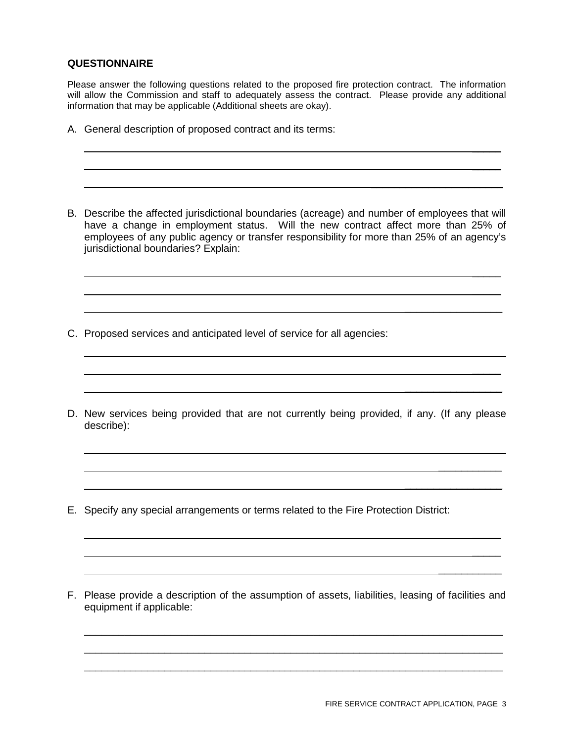## QUESTIONNAIRE

Please answer the following questions related to the proposed fire protection contract. The information will allow the Commission and staff to adequately assess the contract. Please provide any additional information that may be applicable (Additional sheets are okay).

A. General description of proposed contract and its terms:

\_\_\_\_\_\_\_\_\_\_\_\_\_\_\_\_\_\_\_\_\_\_\_\_\_\_\_\_\_\_\_\_\_\_\_\_\_\_\_\_\_\_\_\_\_\_\_\_\_\_\_\_\_\_\_\_\_\_\_\_\_\_\_\_\_\_\_\_\_\_\_\_

\_\_\_\_\_\_\_\_\_\_\_\_\_\_\_\_\_\_\_\_\_\_\_\_\_\_\_\_\_\_\_\_\_\_\_\_\_\_\_\_\_\_\_\_\_\_\_\_\_\_\_\_\_\_\_\_\_\_\_\_\_\_\_\_\_\_\_\_\_\_\_\_

\_\_\_\_\_\_\_\_\_\_\_\_\_\_\_\_\_\_\_\_\_\_\_\_\_\_\_\_\_\_\_\_\_\_\_\_\_\_\_\_\_\_\_\_\_\_\_\_\_\_\_\_\_\_\_\_\_\_\_\_\_\_\_\_\_\_\_\_\_\_\_\_

B. Describe the affected jurisdictional boundaries (acreage) and number of employees that will have a change in employment status. Will the new contract affect more than 25% of employees of any public agency or transfer responsibility for more than 25% of an agency's jurisdictional boundaries? Explain:

\_\_\_\_\_\_\_\_\_\_\_\_\_\_\_\_\_\_\_\_\_\_\_\_\_\_\_\_\_\_\_\_\_\_\_\_\_\_\_\_\_\_\_\_\_\_\_\_\_\_\_\_\_\_\_\_\_\_\_\_\_\_\_\_\_\_\_\_\_\_\_\_

\_\_\_\_\_\_\_\_\_\_\_\_\_\_\_\_\_\_\_\_\_\_\_\_\_\_\_\_\_\_\_\_\_\_\_\_\_\_\_\_\_\_\_\_\_\_\_\_\_\_\_\_\_\_\_\_\_\_\_\_\_\_\_\_\_\_\_\_\_\_\_\_

\_\_\_\_\_\_\_\_\_\_\_\_\_\_\_\_\_\_\_\_\_\_\_\_\_\_\_\_\_\_\_\_\_\_\_\_\_\_\_\_\_\_\_\_\_\_\_\_\_\_\_\_\_\_\_\_\_\_\_\_\_\_\_\_\_\_\_\_\_\_\_\_

C. Proposed services and anticipated level of service for all agencies:

\_\_\_\_\_\_\_\_\_\_\_\_\_\_\_\_\_\_\_\_\_\_\_\_\_\_\_\_\_\_\_\_\_\_\_\_\_\_\_\_\_\_\_\_\_\_\_\_\_\_\_\_\_\_\_\_\_\_\_\_\_\_\_\_\_\_\_\_\_\_\_\_

\_\_\_\_\_\_\_\_\_\_\_\_\_\_\_\_\_\_\_\_\_\_\_\_\_\_\_\_\_\_\_\_\_\_\_\_\_\_\_\_\_\_\_\_\_\_\_\_\_\_\_\_\_\_\_\_\_\_\_\_\_\_\_\_\_\_\_\_\_\_\_\_

\_\_\_\_\_\_\_\_\_\_\_\_\_\_\_\_\_\_\_\_\_\_\_\_\_\_\_\_\_\_\_\_\_\_\_\_\_\_\_\_\_\_\_\_\_\_\_\_\_\_\_\_\_\_\_\_\_\_\_\_\_\_\_\_\_\_\_\_\_\_\_\_

D. New services being provided that are not currently being provided, if any. (If any please describe):

\_\_\_\_\_\_\_\_\_\_\_\_\_\_\_\_\_\_\_\_\_\_\_\_\_\_\_\_\_\_\_\_\_\_\_\_\_\_\_\_\_\_\_\_\_\_\_\_\_\_\_\_\_\_\_\_\_\_\_\_\_\_\_\_\_\_\_\_\_\_\_\_

\_\_\_\_\_\_\_\_\_\_\_\_\_\_\_\_\_\_\_\_\_\_\_\_\_\_\_\_\_\_\_\_\_\_\_\_\_\_\_\_\_\_\_\_\_\_\_\_\_\_\_\_\_\_\_\_\_\_\_\_\_\_\_\_\_\_\_\_\_\_\_\_

\_\_\_\_\_\_\_\_\_\_\_\_\_\_\_\_\_\_\_\_\_\_\_\_\_\_\_\_\_\_\_\_\_\_\_\_\_\_\_\_\_\_\_\_\_\_\_\_\_\_\_\_\_\_\_\_\_\_\_\_\_\_\_\_\_\_\_\_\_\_\_\_

E. Specify any special arrangements or terms related to the Fire Protection District:

\_\_\_\_\_\_\_\_\_\_\_\_\_\_\_\_\_\_\_\_\_\_\_\_\_\_\_\_\_\_\_\_\_\_\_\_\_\_\_\_\_\_\_\_\_\_\_\_\_\_\_\_\_\_\_\_\_\_\_\_\_\_\_\_\_\_\_\_\_\_\_\_

\_\_\_\_\_\_\_\_\_\_\_\_\_\_\_\_\_\_\_\_\_\_\_\_\_\_\_\_\_\_\_\_\_\_\_\_\_\_\_\_\_\_\_\_\_\_\_\_\_\_\_\_\_\_\_\_\_\_\_\_\_\_\_\_\_\_\_\_\_\_\_\_

\_\_\_\_\_\_\_\_\_\_\_\_\_\_\_\_\_\_\_\_\_\_\_\_\_\_\_\_\_\_\_\_\_\_\_\_\_\_\_\_\_\_\_\_\_\_\_\_\_\_\_\_\_\_\_\_\_\_\_\_\_\_\_\_\_\_\_\_\_\_\_\_

F. Please provide a description of the assumption of assets, liabilities, leasing of facilities and equipment if applicable:

\_\_\_\_\_\_\_\_\_\_\_\_\_\_\_\_\_\_\_\_\_\_\_\_\_\_\_\_\_\_\_\_\_\_\_\_\_\_\_\_\_\_\_\_\_\_\_\_\_\_\_\_\_\_\_\_\_\_\_\_\_\_\_\_\_\_\_\_\_\_\_\_

\_\_\_\_\_\_\_\_\_\_\_\_\_\_\_\_\_\_\_\_\_\_\_\_\_\_\_\_\_\_\_\_\_\_\_\_\_\_\_\_\_\_\_\_\_\_\_\_\_\_\_\_\_\_\_\_\_\_\_\_\_\_\_\_\_\_\_\_\_\_\_\_

\_\_\_\_\_\_\_\_\_\_\_\_\_\_\_\_\_\_\_\_\_\_\_\_\_\_\_\_\_\_\_\_\_\_\_\_\_\_\_\_\_\_\_\_\_\_\_\_\_\_\_\_\_\_\_\_\_\_\_\_\_\_\_\_\_\_\_\_\_\_\_\_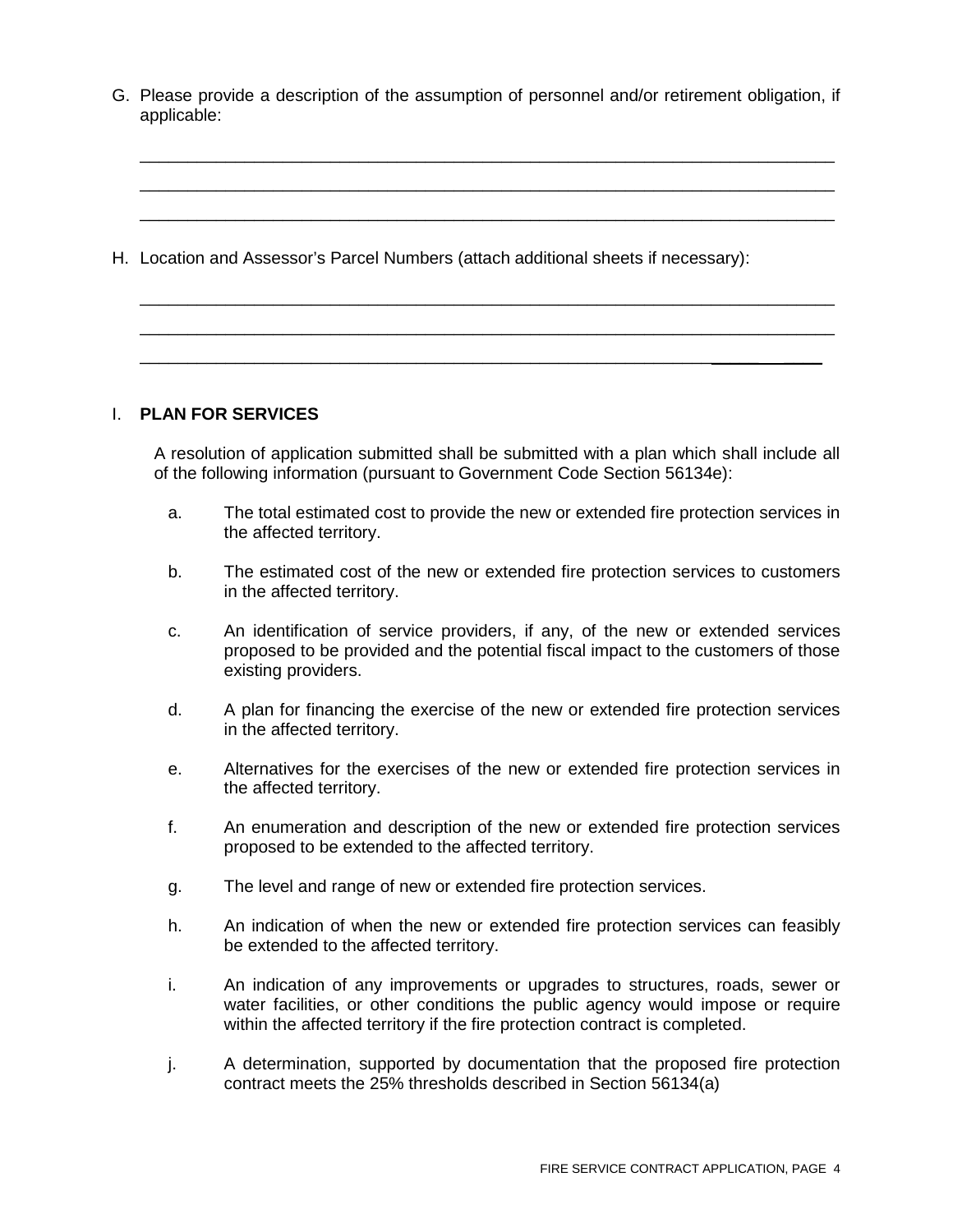G. Please provide a description of the assumption of personnel and/or retirement obligation, if applicable:

____________________________________________________________________________

____________________________________________________________________________

____________________________________________________________________________

H. Location and Assessor's Parcel Numbers (attach additional sheets if necessary):

____________________________________________________________________________

____________________________________________________________________________

____________________________________________________________________________

I. **PLAN FOR SERVICES**

A resolution of application submitted shall be submitted with a plan which shall include all of the following information (pursuant to Government Code Section 56134e):

a. The total estimated cost to provide the new or extended fire protection services in the affected territory.

b. The estimated cost of the new or extended fire protection services to customers in the affected territory.

c. An identification of service providers, if any, of the new or extended services proposed to be provided and the potential fiscal impact to the customers of those existing providers.

d. A plan for financing the exercise of the new or extended fire protection services in the affected territory.

e. Alternatives for the exercises of the new or extended fire protection services in the affected territory.

f. An enumeration and description of the new or extended fire protection services proposed to be extended to the affected territory.

g. The level and range of new or extended fire protection services.

h. An indication of when the new or extended fire protection services can feasibly be extended to the affected territory.

i. An indication of any improvements or upgrades to structures, roads, sewer or water facilities, or other conditions the public agency would impose or require within the affected territory if the fire protection contract is completed.

j. A determination, supported by documentation that the proposed fire protection contract meets the 25% thresholds described in Section 56134(a)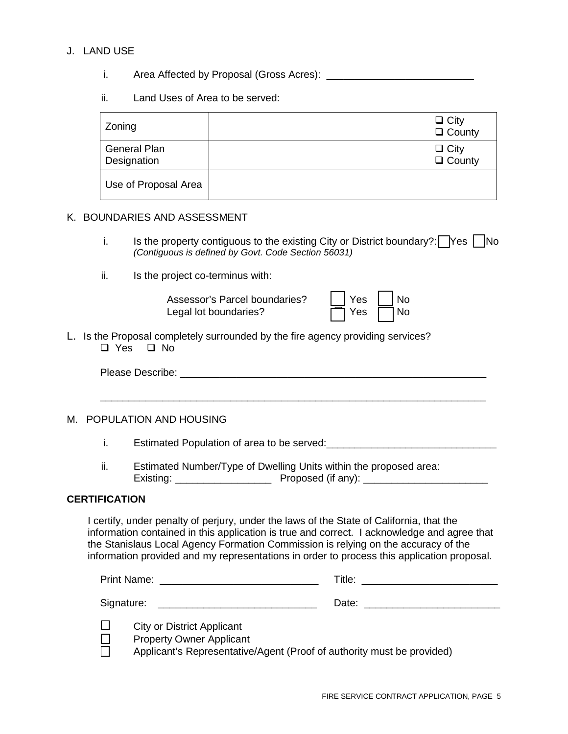J. LAND USE

i. Area Affected by Proposal (Gross Acres): _________________________

ii. Land Uses of Area to be served:

| Zoning | | ❑ City<br>❑ County |
|---|---|---|
| General Plan Designation | | ❑ City<br>❑ County |
| Use of Proposal Area | | |

K. BOUNDARIES AND ASSESSMENT

i. Is the property contiguous to the existing City or District boundary?: ☐ Yes ☐ No
*(Contiguous is defined by Govt. Code Section 56031)*

ii. Is the project co-terminus with:

Assessor's Parcel boundaries? ☐ Yes ☐ No
Legal lot boundaries? ☐ Yes ☐ No

L. Is the Proposal completely surrounded by the fire agency providing services?
❑ Yes ❑ No

Please Describe: ________________________________________________________

______________________________________________________________________

M. POPULATION AND HOUSING

i. Estimated Population of area to be served:_____________________________

ii. Estimated Number/Type of Dwelling Units within the proposed area:
Existing: _________________ Proposed (if any): ______________________

**CERTIFICATION**

I certify, under penalty of perjury, under the laws of the State of California, that the information contained in this application is true and correct. I acknowledge and agree that the Stanislaus Local Agency Formation Commission is relying on the accuracy of the information provided and my representations in order to process this application proposal.

Print Name: ___________________________ Title: _______________________

Signature: ___________________________ Date: _______________________

☐ City or District Applicant
☐ Property Owner Applicant
☐ Applicant's Representative/Agent (Proof of authority must be provided)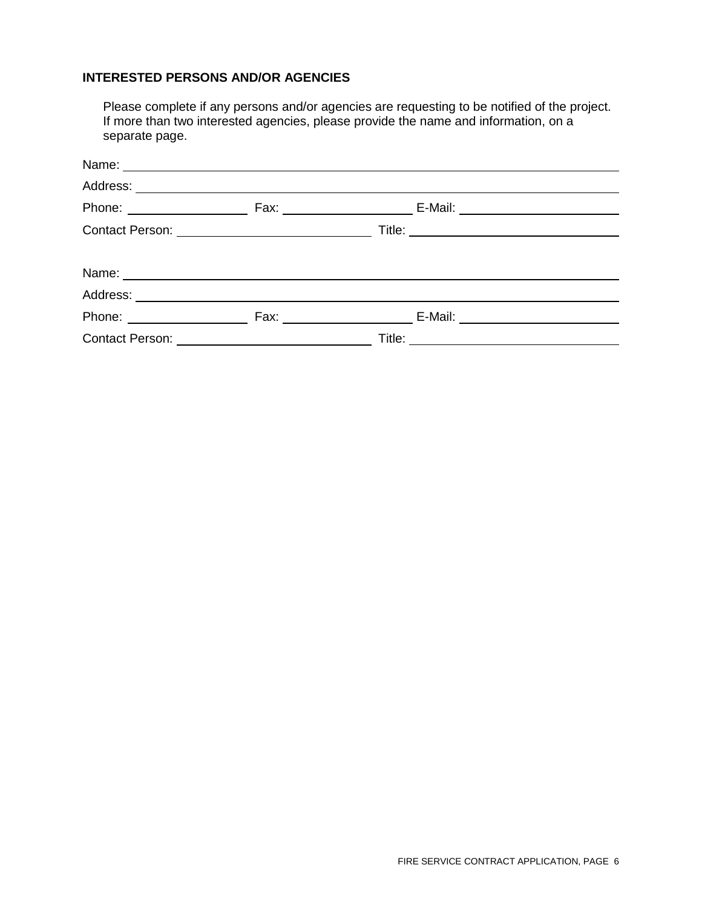**INTERESTED PERSONS AND/OR AGENCIES**

Please complete if any persons and/or agencies are requesting to be notified of the project. If more than two interested agencies, please provide the name and information, on a separate page.

Name: \_\_\_\_\_\_\_\_\_\_\_\_\_\_\_\_\_\_\_\_\_\_\_\_\_\_\_\_\_\_\_\_\_\_\_\_\_\_\_\_\_\_\_\_\_\_\_\_\_\_\_\_\_\_\_\_\_\_\_\_

Address: \_\_\_\_\_\_\_\_\_\_\_\_\_\_\_\_\_\_\_\_\_\_\_\_\_\_\_\_\_\_\_\_\_\_\_\_\_\_\_\_\_\_\_\_\_\_\_\_\_\_\_\_\_\_\_\_\_\_

Phone: \_\_\_\_\_\_\_\_\_\_\_\_\_\_\_\_ Fax: \_\_\_\_\_\_\_\_\_\_\_\_\_\_\_\_\_ E-Mail: \_\_\_\_\_\_\_\_\_\_\_\_\_\_\_\_\_\_\_\_\_

Contact Person: \_\_\_\_\_\_\_\_\_\_\_\_\_\_\_\_\_\_\_\_\_\_\_\_\_\_ Title: \_\_\_\_\_\_\_\_\_\_\_\_\_\_\_\_\_\_\_\_\_\_\_\_\_\_\_

Name: \_\_\_\_\_\_\_\_\_\_\_\_\_\_\_\_\_\_\_\_\_\_\_\_\_\_\_\_\_\_\_\_\_\_\_\_\_\_\_\_\_\_\_\_\_\_\_\_\_\_\_\_\_\_\_\_\_\_\_\_

Address: \_\_\_\_\_\_\_\_\_\_\_\_\_\_\_\_\_\_\_\_\_\_\_\_\_\_\_\_\_\_\_\_\_\_\_\_\_\_\_\_\_\_\_\_\_\_\_\_\_\_\_\_\_\_\_\_\_\_

Phone: \_\_\_\_\_\_\_\_\_\_\_\_\_\_\_\_ Fax: \_\_\_\_\_\_\_\_\_\_\_\_\_\_\_\_\_ E-Mail: \_\_\_\_\_\_\_\_\_\_\_\_\_\_\_\_\_\_\_\_\_

Contact Person: \_\_\_\_\_\_\_\_\_\_\_\_\_\_\_\_\_\_\_\_\_\_\_\_\_\_ Title: \_\_\_\_\_\_\_\_\_\_\_\_\_\_\_\_\_\_\_\_\_\_\_\_\_\_\_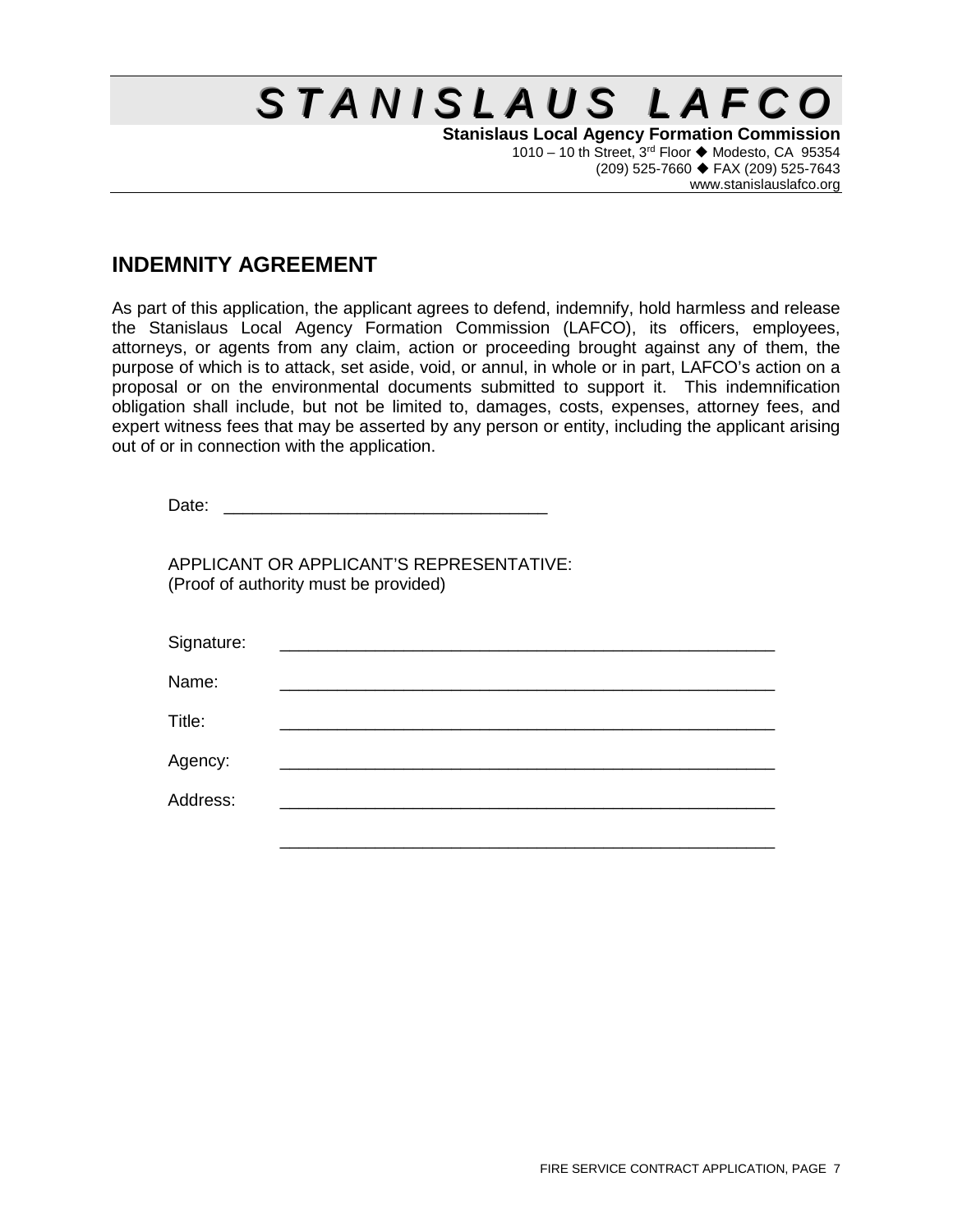# STANISLAUS LAFCO

**Stanislaus Local Agency Formation Commission**
1010 – 10 th Street, 3rd Floor ◆ Modesto, CA 95354
(209) 525-7660 ◆ FAX (209) 525-7643
www.stanislauslafco.org

## INDEMNITY AGREEMENT

As part of this application, the applicant agrees to defend, indemnify, hold harmless and release the Stanislaus Local Agency Formation Commission (LAFCO), its officers, employees, attorneys, or agents from any claim, action or proceeding brought against any of them, the purpose of which is to attack, set aside, void, or annul, in whole or in part, LAFCO's action on a proposal or on the environmental documents submitted to support it. This indemnification obligation shall include, but not be limited to, damages, costs, expenses, attorney fees, and expert witness fees that may be asserted by any person or entity, including the applicant arising out of or in connection with the application.

Date: ________________________________

APPLICANT OR APPLICANT'S REPRESENTATIVE:
(Proof of authority must be provided)

Signature: ________________________________________________

Name: ________________________________________________

Title: ________________________________________________

Agency: ________________________________________________

Address: ________________________________________________

________________________________________________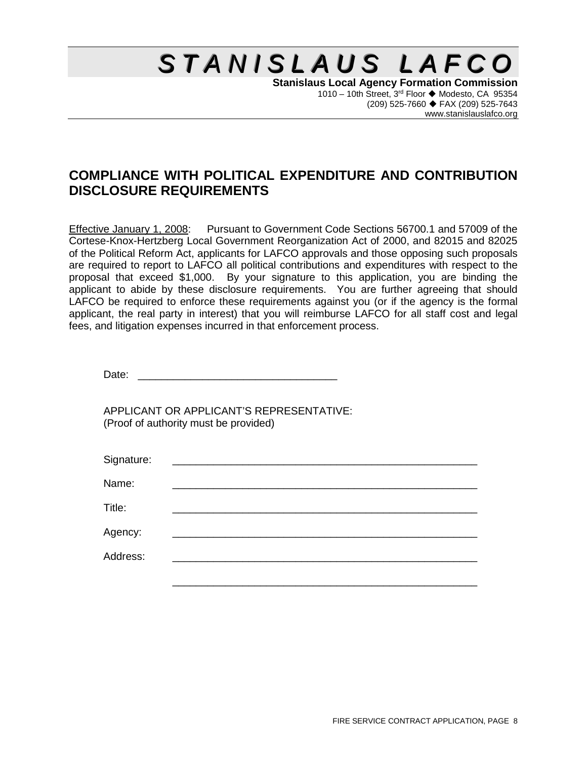# STANISLAUS LAFCO

**Stanislaus Local Agency Formation Commission**
1010 – 10th Street, 3rd Floor ◆ Modesto, CA 95354
(209) 525-7660 ◆ FAX (209) 525-7643
www.stanislauslafco.org

## COMPLIANCE WITH POLITICAL EXPENDITURE AND CONTRIBUTION DISCLOSURE REQUIREMENTS

Effective January 1, 2008: Pursuant to Government Code Sections 56700.1 and 57009 of the Cortese-Knox-Hertzberg Local Government Reorganization Act of 2000, and 82015 and 82025 of the Political Reform Act, applicants for LAFCO approvals and those opposing such proposals are required to report to LAFCO all political contributions and expenditures with respect to the proposal that exceed $1,000. By your signature to this application, you are binding the applicant to abide by these disclosure requirements. You are further agreeing that should LAFCO be required to enforce these requirements against you (or if the agency is the formal applicant, the real party in interest) that you will reimburse LAFCO for all staff cost and legal fees, and litigation expenses incurred in that enforcement process.

Date: ___________________________________

APPLICANT OR APPLICANT'S REPRESENTATIVE:
(Proof of authority must be provided)

Signature: ______________________________________________________

Name: ______________________________________________________

Title: ______________________________________________________

Agency: ______________________________________________________

Address: ______________________________________________________

______________________________________________________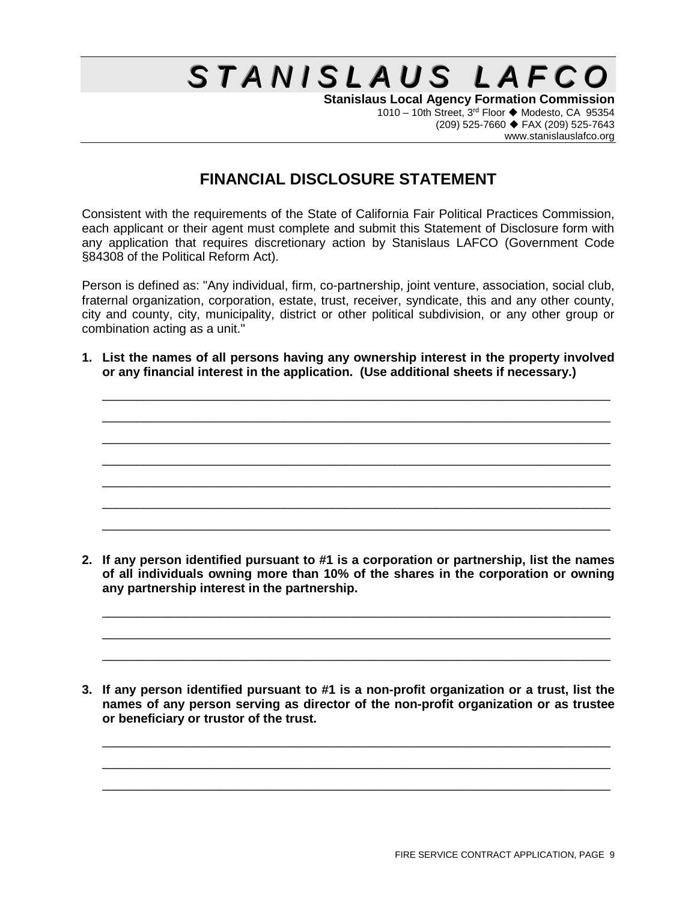# STANISLAUS LAFCO

**Stanislaus Local Agency Formation Commission**
1010 – 10th Street, 3rd Floor ◆ Modesto, CA 95354
(209) 525-7660 ◆ FAX (209) 525-7643
www.stanislauslafco.org

## FINANCIAL DISCLOSURE STATEMENT

Consistent with the requirements of the State of California Fair Political Practices Commission, each applicant or their agent must complete and submit this Statement of Disclosure form with any application that requires discretionary action by Stanislaus LAFCO (Government Code §84308 of the Political Reform Act).

Person is defined as: "Any individual, firm, co-partnership, joint venture, association, social club, fraternal organization, corporation, estate, trust, receiver, syndicate, this and any other county, city and county, city, municipality, district or other political subdivision, or any other group or combination acting as a unit."

**1. List the names of all persons having any ownership interest in the property involved or any financial interest in the application. (Use additional sheets if necessary.)**

\_\_\_\_\_\_\_\_\_\_\_\_\_\_\_\_\_\_\_\_\_\_\_\_\_\_\_\_\_\_\_\_\_\_\_\_\_\_\_\_\_\_\_\_\_\_\_\_\_\_\_\_\_\_\_\_\_\_\_\_\_\_\_\_\_\_\_\_\_\_

\_\_\_\_\_\_\_\_\_\_\_\_\_\_\_\_\_\_\_\_\_\_\_\_\_\_\_\_\_\_\_\_\_\_\_\_\_\_\_\_\_\_\_\_\_\_\_\_\_\_\_\_\_\_\_\_\_\_\_\_\_\_\_\_\_\_\_\_\_\_

\_\_\_\_\_\_\_\_\_\_\_\_\_\_\_\_\_\_\_\_\_\_\_\_\_\_\_\_\_\_\_\_\_\_\_\_\_\_\_\_\_\_\_\_\_\_\_\_\_\_\_\_\_\_\_\_\_\_\_\_\_\_\_\_\_\_\_\_\_\_

\_\_\_\_\_\_\_\_\_\_\_\_\_\_\_\_\_\_\_\_\_\_\_\_\_\_\_\_\_\_\_\_\_\_\_\_\_\_\_\_\_\_\_\_\_\_\_\_\_\_\_\_\_\_\_\_\_\_\_\_\_\_\_\_\_\_\_\_\_\_

\_\_\_\_\_\_\_\_\_\_\_\_\_\_\_\_\_\_\_\_\_\_\_\_\_\_\_\_\_\_\_\_\_\_\_\_\_\_\_\_\_\_\_\_\_\_\_\_\_\_\_\_\_\_\_\_\_\_\_\_\_\_\_\_\_\_\_\_\_\_

\_\_\_\_\_\_\_\_\_\_\_\_\_\_\_\_\_\_\_\_\_\_\_\_\_\_\_\_\_\_\_\_\_\_\_\_\_\_\_\_\_\_\_\_\_\_\_\_\_\_\_\_\_\_\_\_\_\_\_\_\_\_\_\_\_\_\_\_\_\_

\_\_\_\_\_\_\_\_\_\_\_\_\_\_\_\_\_\_\_\_\_\_\_\_\_\_\_\_\_\_\_\_\_\_\_\_\_\_\_\_\_\_\_\_\_\_\_\_\_\_\_\_\_\_\_\_\_\_\_\_\_\_\_\_\_\_\_\_\_\_

**2. If any person identified pursuant to #1 is a corporation or partnership, list the names of all individuals owning more than 10% of the shares in the corporation or owning any partnership interest in the partnership.**

\_\_\_\_\_\_\_\_\_\_\_\_\_\_\_\_\_\_\_\_\_\_\_\_\_\_\_\_\_\_\_\_\_\_\_\_\_\_\_\_\_\_\_\_\_\_\_\_\_\_\_\_\_\_\_\_\_\_\_\_\_\_\_\_\_\_\_\_\_\_

\_\_\_\_\_\_\_\_\_\_\_\_\_\_\_\_\_\_\_\_\_\_\_\_\_\_\_\_\_\_\_\_\_\_\_\_\_\_\_\_\_\_\_\_\_\_\_\_\_\_\_\_\_\_\_\_\_\_\_\_\_\_\_\_\_\_\_\_\_\_

\_\_\_\_\_\_\_\_\_\_\_\_\_\_\_\_\_\_\_\_\_\_\_\_\_\_\_\_\_\_\_\_\_\_\_\_\_\_\_\_\_\_\_\_\_\_\_\_\_\_\_\_\_\_\_\_\_\_\_\_\_\_\_\_\_\_\_\_\_\_

**3. If any person identified pursuant to #1 is a non-profit organization or a trust, list the names of any person serving as director of the non-profit organization or as trustee or beneficiary or trustor of the trust.**

\_\_\_\_\_\_\_\_\_\_\_\_\_\_\_\_\_\_\_\_\_\_\_\_\_\_\_\_\_\_\_\_\_\_\_\_\_\_\_\_\_\_\_\_\_\_\_\_\_\_\_\_\_\_\_\_\_\_\_\_\_\_\_\_\_\_\_\_\_\_

\_\_\_\_\_\_\_\_\_\_\_\_\_\_\_\_\_\_\_\_\_\_\_\_\_\_\_\_\_\_\_\_\_\_\_\_\_\_\_\_\_\_\_\_\_\_\_\_\_\_\_\_\_\_\_\_\_\_\_\_\_\_\_\_\_\_\_\_\_\_

\_\_\_\_\_\_\_\_\_\_\_\_\_\_\_\_\_\_\_\_\_\_\_\_\_\_\_\_\_\_\_\_\_\_\_\_\_\_\_\_\_\_\_\_\_\_\_\_\_\_\_\_\_\_\_\_\_\_\_\_\_\_\_\_\_\_\_\_\_\_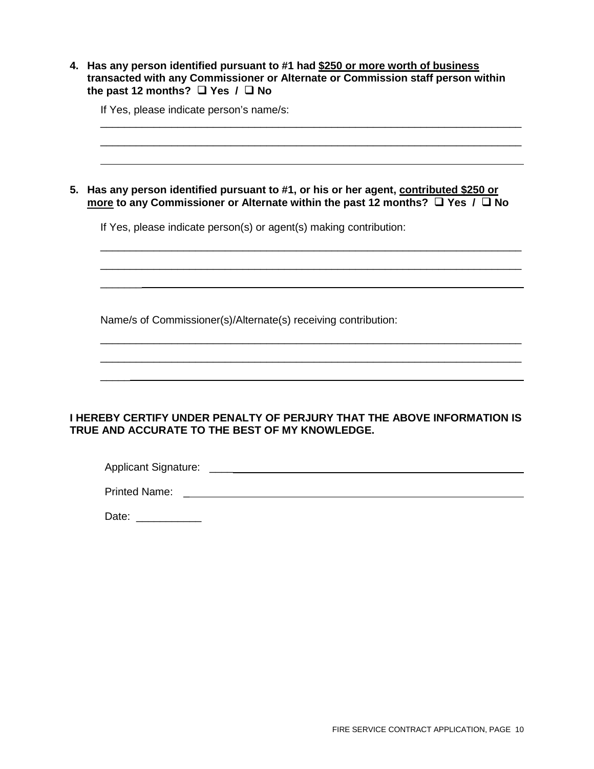4. **Has any person identified pursuant to #1 had <u>$250 or more worth of business</u> transacted with any Commissioner or Alternate or Commission staff person within the past 12 months? ❑ Yes / ❑ No**

   If Yes, please indicate person's name/s:

   ______________________________________________________________________

   ______________________________________________________________________

   ______________________________________________________________________

5. **Has any person identified pursuant to #1, or his or her agent, <u>contributed $250 or more</u> to any Commissioner or Alternate within the past 12 months? ❑ Yes / ❑ No**

   If Yes, please indicate person(s) or agent(s) making contribution:

   ______________________________________________________________________

   ______________________________________________________________________

   ______________________________________________________________________

   Name/s of Commissioner(s)/Alternate(s) receiving contribution:

   ______________________________________________________________________

   ______________________________________________________________________

   ______________________________________________________________________

**I HEREBY CERTIFY UNDER PENALTY OF PERJURY THAT THE ABOVE INFORMATION IS TRUE AND ACCURATE TO THE BEST OF MY KNOWLEDGE.**

Applicant Signature: ____________________________________________

Printed Name: ____________________________________________

Date: ___________